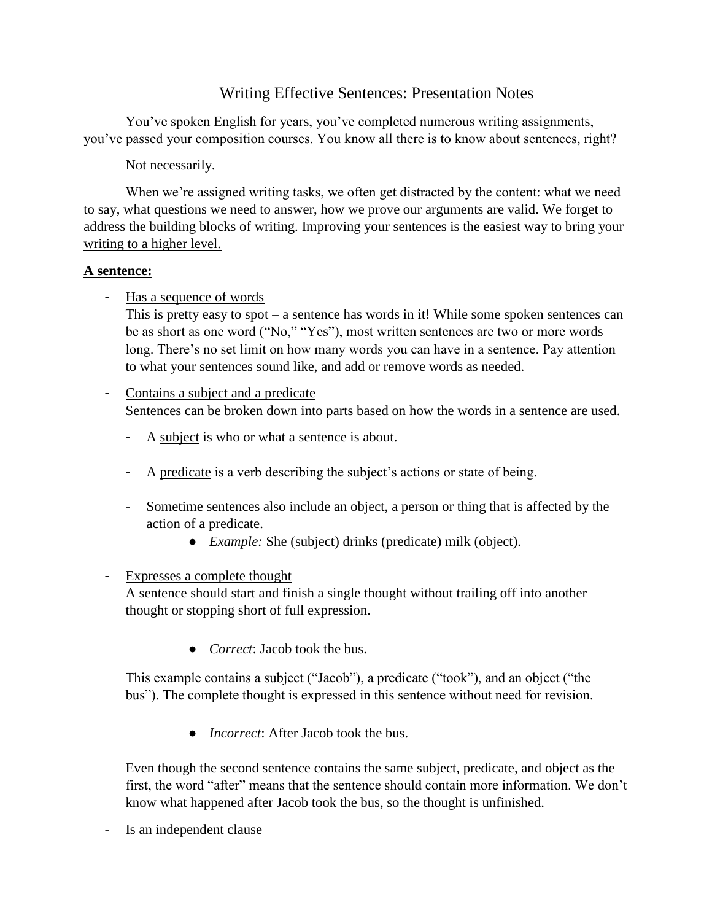# Writing Effective Sentences: Presentation Notes

You've spoken English for years, you've completed numerous writing assignments, you've passed your composition courses. You know all there is to know about sentences, right?

Not necessarily.

When we're assigned writing tasks, we often get distracted by the content: what we need to say, what questions we need to answer, how we prove our arguments are valid. We forget to address the building blocks of writing. <u>Improving your sentences is the easiest way to bring your writing to a higher level.</u>

**<u>A sentence:</u>**

- <u>Has a sequence of words</u>
  This is pretty easy to spot – a sentence has words in it! While some spoken sentences can be as short as one word ("No," "Yes"), most written sentences are two or more words long. There's no set limit on how many words you can have in a sentence. Pay attention to what your sentences sound like, and add or remove words as needed.

- <u>Contains a subject and a predicate</u>
  Sentences can be broken down into parts based on how the words in a sentence are used.

  - A <u>subject</u> is who or what a sentence is about.

  - A <u>predicate</u> is a verb describing the subject's actions or state of being.

  - Sometime sentences also include an <u>object</u>, a person or thing that is affected by the action of a predicate.
    - *Example:* She (<u>subject</u>) drinks (<u>predicate</u>) milk (<u>object</u>).

- <u>Expresses a complete thought</u>
  A sentence should start and finish a single thought without trailing off into another thought or stopping short of full expression.

  - *Correct*: Jacob took the bus.

  This example contains a subject ("Jacob"), a predicate ("took"), and an object ("the bus"). The complete thought is expressed in this sentence without need for revision.

  - *Incorrect*: After Jacob took the bus.

  Even though the second sentence contains the same subject, predicate, and object as the first, the word "after" means that the sentence should contain more information. We don't know what happened after Jacob took the bus, so the thought is unfinished.

- <u>Is an independent clause</u>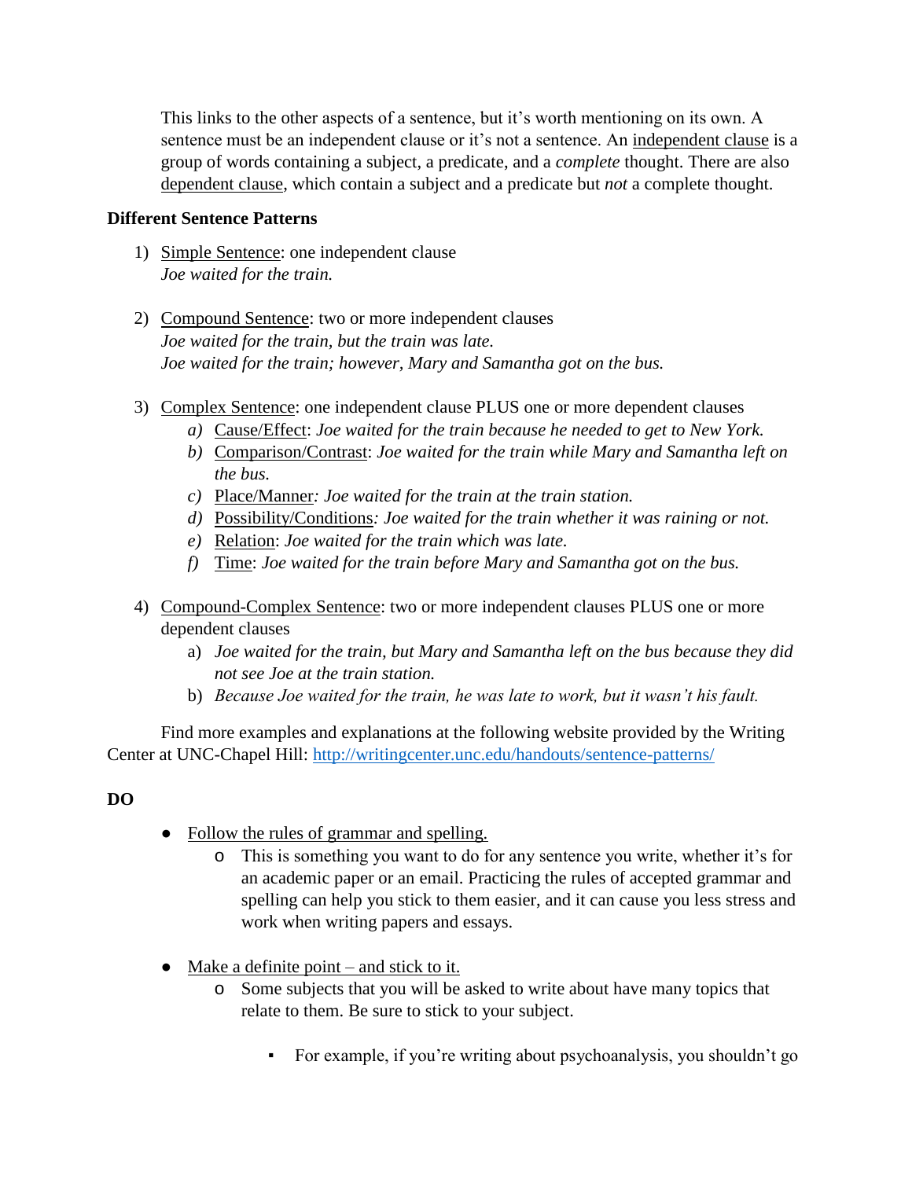This links to the other aspects of a sentence, but it's worth mentioning on its own. A sentence must be an independent clause or it's not a sentence. An <u>independent clause</u> is a group of words containing a subject, a predicate, and a *complete* thought. There are also <u>dependent clause</u>, which contain a subject and a predicate but *not* a complete thought.

**Different Sentence Patterns**

1) <u>Simple Sentence</u>: one independent clause
   *Joe waited for the train.*

2) <u>Compound Sentence</u>: two or more independent clauses
   *Joe waited for the train, but the train was late.*
   *Joe waited for the train; however, Mary and Samantha got on the bus.*

3) <u>Complex Sentence</u>: one independent clause PLUS one or more dependent clauses
   a) <u>Cause/Effect</u>: *Joe waited for the train because he needed to get to New York.*
   b) <u>Comparison/Contrast</u>: *Joe waited for the train while Mary and Samantha left on the bus.*
   c) <u>Place/Manner</u>*: Joe waited for the train at the train station.*
   d) <u>Possibility/Conditions</u>*: Joe waited for the train whether it was raining or not.*
   e) <u>Relation</u>: *Joe waited for the train which was late.*
   f) <u>Time</u>: *Joe waited for the train before Mary and Samantha got on the bus.*

4) <u>Compound-Complex Sentence</u>: two or more independent clauses PLUS one or more dependent clauses
   a) *Joe waited for the train, but Mary and Samantha left on the bus because they did not see Joe at the train station.*
   b) *Because Joe waited for the train, he was late to work, but it wasn't his fault.*

Find more examples and explanations at the following website provided by the Writing Center at UNC-Chapel Hill: http://writingcenter.unc.edu/handouts/sentence-patterns/

**DO**

- <u>Follow the rules of grammar and spelling.</u>
  - This is something you want to do for any sentence you write, whether it's for an academic paper or an email. Practicing the rules of accepted grammar and spelling can help you stick to them easier, and it can cause you less stress and work when writing papers and essays.

- <u>Make a definite point – and stick to it.</u>
  - Some subjects that you will be asked to write about have many topics that relate to them. Be sure to stick to your subject.
    - For example, if you're writing about psychoanalysis, you shouldn't go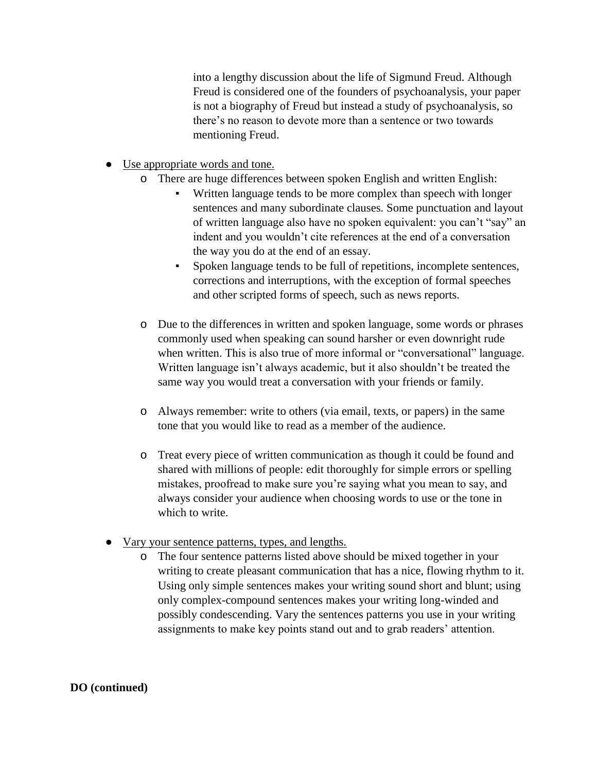into a lengthy discussion about the life of Sigmund Freud. Although Freud is considered one of the founders of psychoanalysis, your paper is not a biography of Freud but instead a study of psychoanalysis, so there's no reason to devote more than a sentence or two towards mentioning Freud.

- Use appropriate words and tone.
  - There are huge differences between spoken English and written English:
    - Written language tends to be more complex than speech with longer sentences and many subordinate clauses. Some punctuation and layout of written language also have no spoken equivalent: you can't "say" an indent and you wouldn't cite references at the end of a conversation the way you do at the end of an essay.
    - Spoken language tends to be full of repetitions, incomplete sentences, corrections and interruptions, with the exception of formal speeches and other scripted forms of speech, such as news reports.
  - Due to the differences in written and spoken language, some words or phrases commonly used when speaking can sound harsher or even downright rude when written. This is also true of more informal or "conversational" language. Written language isn't always academic, but it also shouldn't be treated the same way you would treat a conversation with your friends or family.
  - Always remember: write to others (via email, texts, or papers) in the same tone that you would like to read as a member of the audience.
  - Treat every piece of written communication as though it could be found and shared with millions of people: edit thoroughly for simple errors or spelling mistakes, proofread to make sure you're saying what you mean to say, and always consider your audience when choosing words to use or the tone in which to write.
- Vary your sentence patterns, types, and lengths.
  - The four sentence patterns listed above should be mixed together in your writing to create pleasant communication that has a nice, flowing rhythm to it. Using only simple sentences makes your writing sound short and blunt; using only complex-compound sentences makes your writing long-winded and possibly condescending. Vary the sentences patterns you use in your writing assignments to make key points stand out and to grab readers' attention.

**DO (continued)**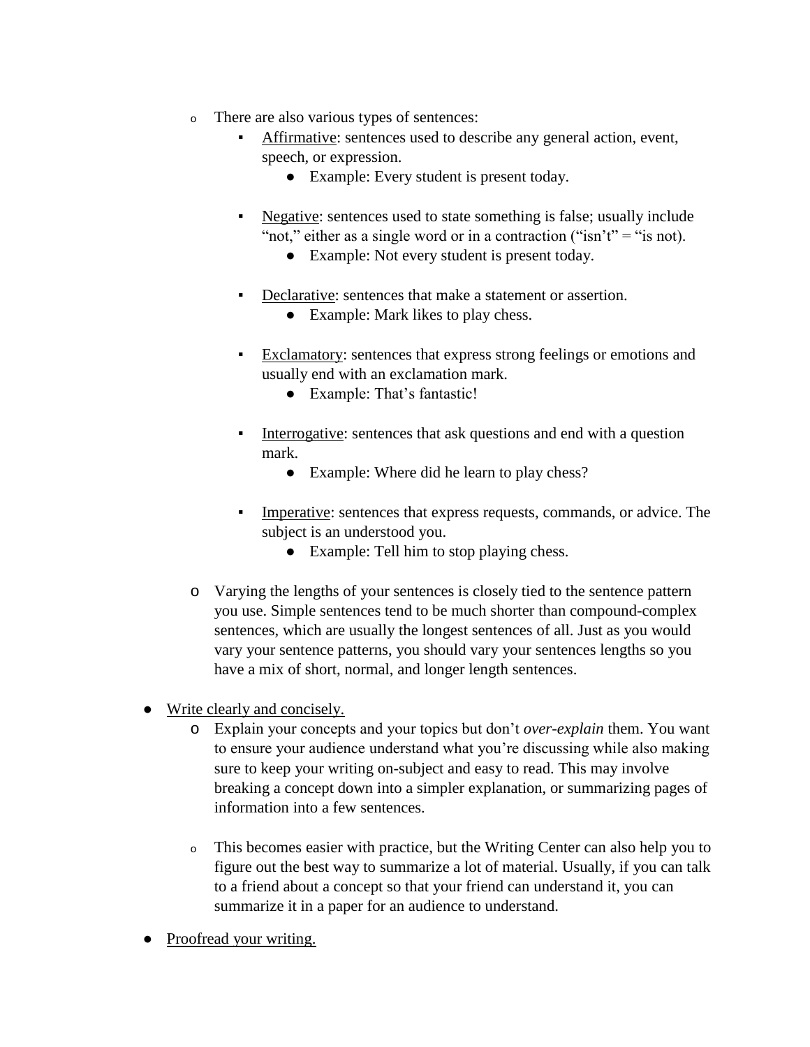- There are also various types of sentences:
    - Affirmative: sentences used to describe any general action, event, speech, or expression.
        - Example: Every student is present today.
    - Negative: sentences used to state something is false; usually include "not," either as a single word or in a contraction ("isn't" = "is not).
        - Example: Not every student is present today.
    - Declarative: sentences that make a statement or assertion.
        - Example: Mark likes to play chess.
    - Exclamatory: sentences that express strong feelings or emotions and usually end with an exclamation mark.
        - Example: That's fantastic!
    - Interrogative: sentences that ask questions and end with a question mark.
        - Example: Where did he learn to play chess?
    - Imperative: sentences that express requests, commands, or advice. The subject is an understood you.
        - Example: Tell him to stop playing chess.
- Varying the lengths of your sentences is closely tied to the sentence pattern you use. Simple sentences tend to be much shorter than compound-complex sentences, which are usually the longest sentences of all. Just as you would vary your sentence patterns, you should vary your sentences lengths so you have a mix of short, normal, and longer length sentences.

- Write clearly and concisely.
    - Explain your concepts and your topics but don't *over-explain* them. You want to ensure your audience understand what you're discussing while also making sure to keep your writing on-subject and easy to read. This may involve breaking a concept down into a simpler explanation, or summarizing pages of information into a few sentences.
    - This becomes easier with practice, but the Writing Center can also help you to figure out the best way to summarize a lot of material. Usually, if you can talk to a friend about a concept so that your friend can understand it, you can summarize it in a paper for an audience to understand.
- Proofread your writing.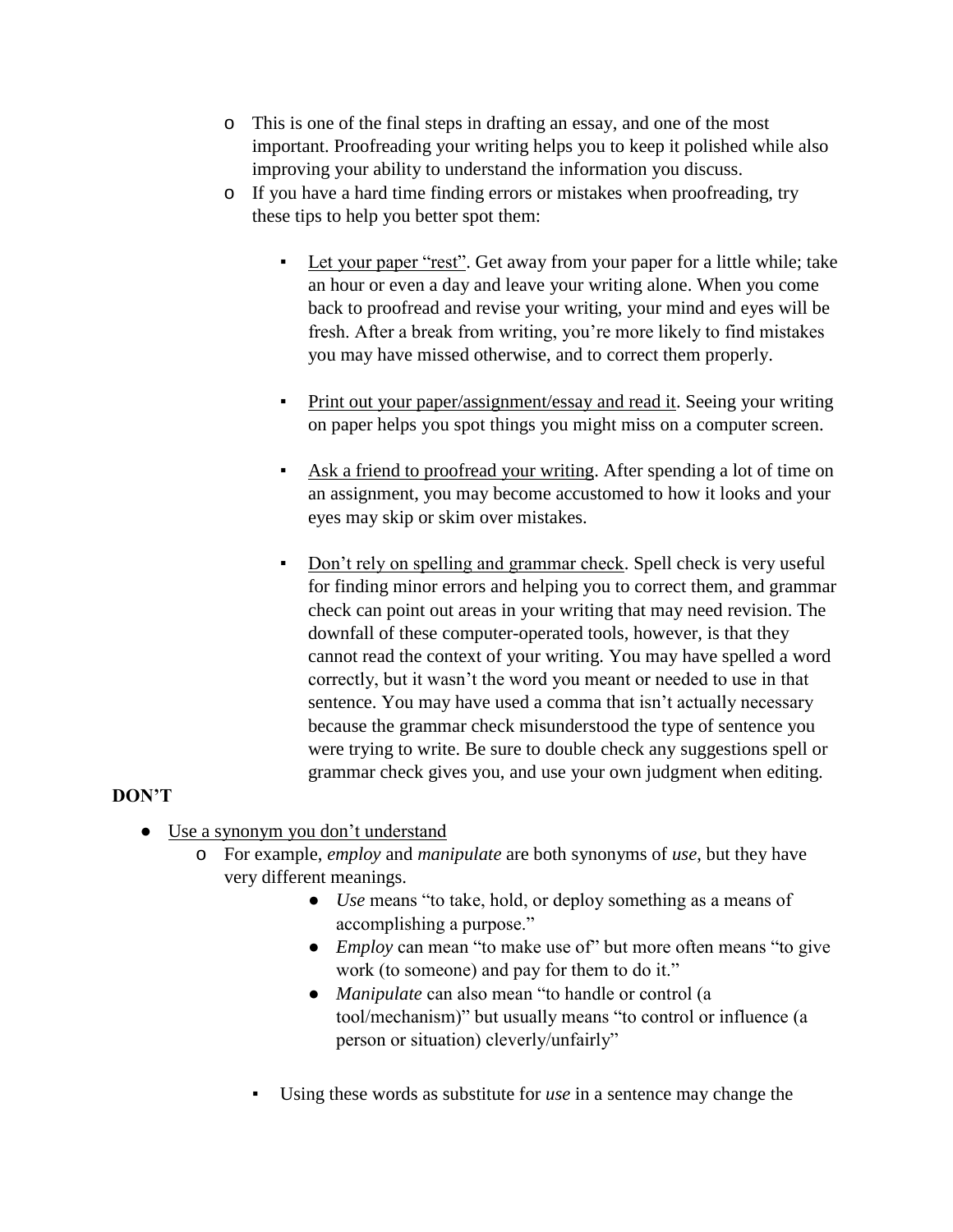- This is one of the final steps in drafting an essay, and one of the most important. Proofreading your writing helps you to keep it polished while also improving your ability to understand the information you discuss.
  - If you have a hard time finding errors or mistakes when proofreading, try these tips to help you better spot them:

    - <u>Let your paper "rest"</u>. Get away from your paper for a little while; take an hour or even a day and leave your writing alone. When you come back to proofread and revise your writing, your mind and eyes will be fresh. After a break from writing, you're more likely to find mistakes you may have missed otherwise, and to correct them properly.

    - <u>Print out your paper/assignment/essay and read it</u>. Seeing your writing on paper helps you spot things you might miss on a computer screen.

    - <u>Ask a friend to proofread your writing</u>. After spending a lot of time on an assignment, you may become accustomed to how it looks and your eyes may skip or skim over mistakes.

    - <u>Don't rely on spelling and grammar check</u>. Spell check is very useful for finding minor errors and helping you to correct them, and grammar check can point out areas in your writing that may need revision. The downfall of these computer-operated tools, however, is that they cannot read the context of your writing. You may have spelled a word correctly, but it wasn't the word you meant or needed to use in that sentence. You may have used a comma that isn't actually necessary because the grammar check misunderstood the type of sentence you were trying to write. Be sure to double check any suggestions spell or grammar check gives you, and use your own judgment when editing.

**DON'T**

- <u>Use a synonym you don't understand</u>
  - For example, *employ* and *manipulate* are both synonyms of *use*, but they have very different meanings.
    - *Use* means "to take, hold, or deploy something as a means of accomplishing a purpose."
    - *Employ* can mean "to make use of" but more often means "to give work (to someone) and pay for them to do it."
    - *Manipulate* can also mean "to handle or control (a tool/mechanism)" but usually means "to control or influence (a person or situation) cleverly/unfairly"

    - Using these words as substitute for *use* in a sentence may change the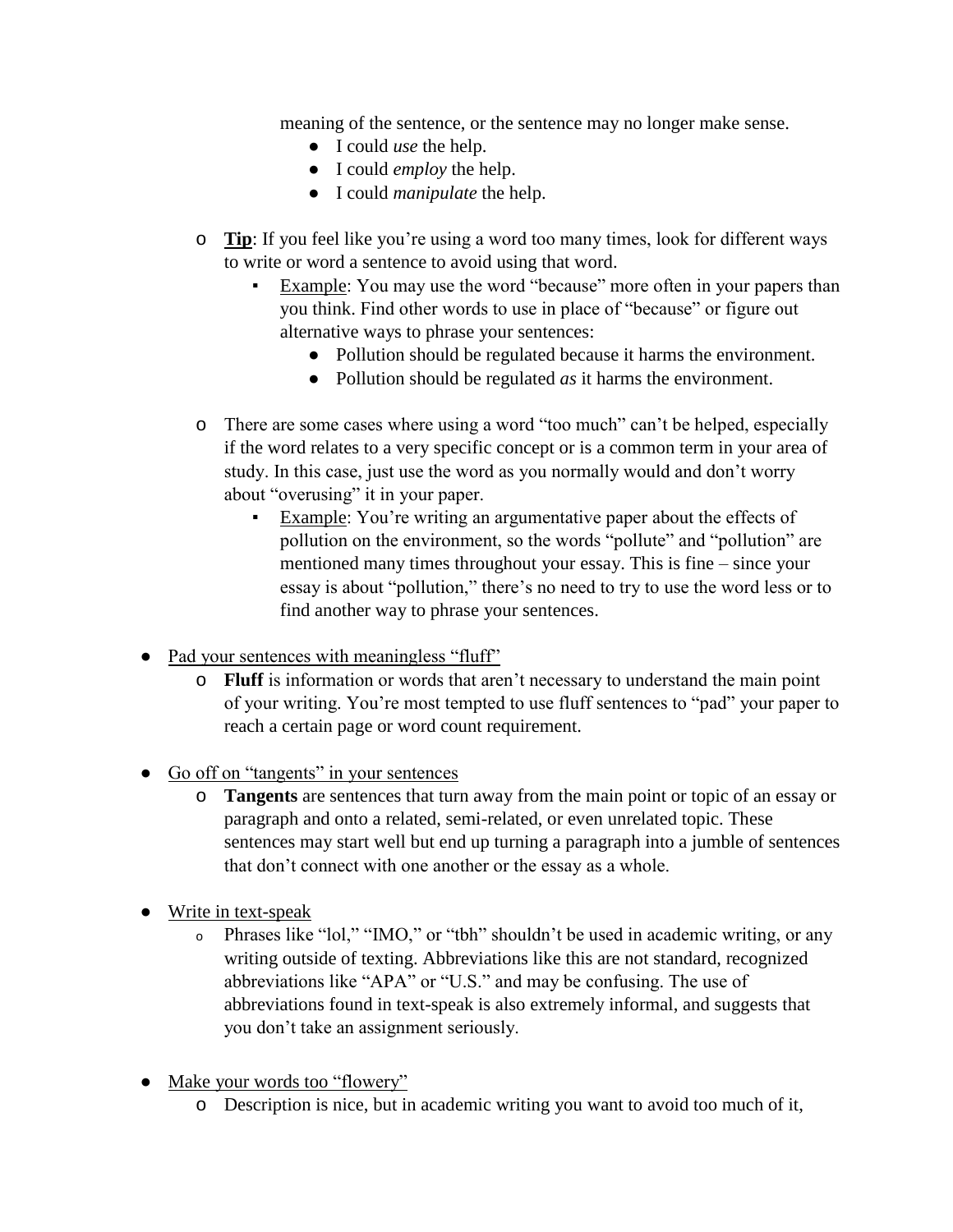meaning of the sentence, or the sentence may no longer make sense.

- I could *use* the help.
- I could *employ* the help.
- I could *manipulate* the help.

- **Tip**: If you feel like you're using a word too many times, look for different ways to write or word a sentence to avoid using that word.
  - Example: You may use the word "because" more often in your papers than you think. Find other words to use in place of "because" or figure out alternative ways to phrase your sentences:
    - Pollution should be regulated because it harms the environment.
    - Pollution should be regulated *as* it harms the environment.

- There are some cases where using a word "too much" can't be helped, especially if the word relates to a very specific concept or is a common term in your area of study. In this case, just use the word as you normally would and don't worry about "overusing" it in your paper.
  - Example: You're writing an argumentative paper about the effects of pollution on the environment, so the words "pollute" and "pollution" are mentioned many times throughout your essay. This is fine – since your essay is about "pollution," there's no need to try to use the word less or to find another way to phrase your sentences.

- Pad your sentences with meaningless "fluff"
  - **Fluff** is information or words that aren't necessary to understand the main point of your writing. You're most tempted to use fluff sentences to "pad" your paper to reach a certain page or word count requirement.

- Go off on "tangents" in your sentences
  - **Tangents** are sentences that turn away from the main point or topic of an essay or paragraph and onto a related, semi-related, or even unrelated topic. These sentences may start well but end up turning a paragraph into a jumble of sentences that don't connect with one another or the essay as a whole.

- Write in text-speak
  - Phrases like "lol," "IMO," or "tbh" shouldn't be used in academic writing, or any writing outside of texting. Abbreviations like this are not standard, recognized abbreviations like "APA" or "U.S." and may be confusing. The use of abbreviations found in text-speak is also extremely informal, and suggests that you don't take an assignment seriously.

- Make your words too "flowery"
  - Description is nice, but in academic writing you want to avoid too much of it,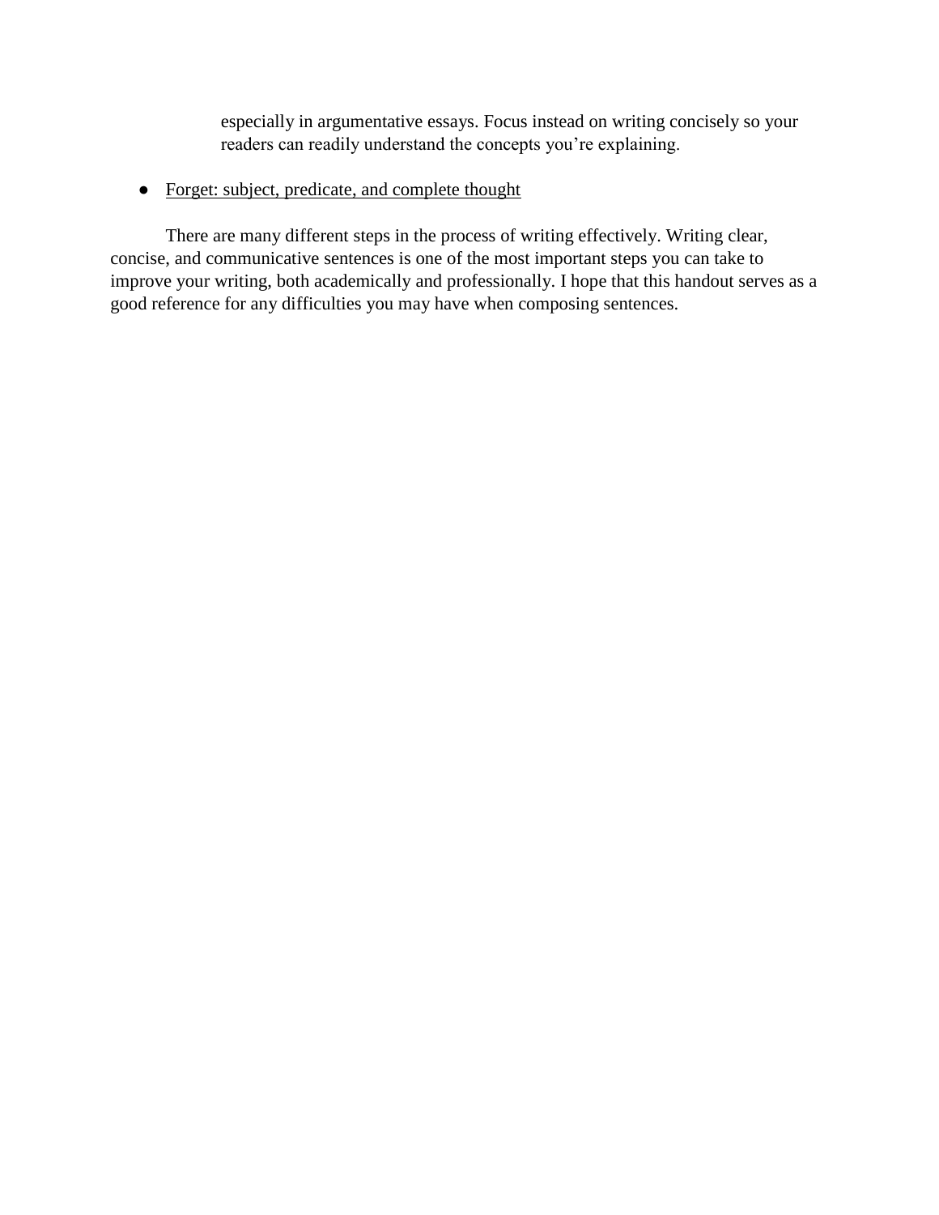especially in argumentative essays. Focus instead on writing concisely so your readers can readily understand the concepts you're explaining.

- <u>Forget: subject, predicate, and complete thought</u>

There are many different steps in the process of writing effectively. Writing clear, concise, and communicative sentences is one of the most important steps you can take to improve your writing, both academically and professionally. I hope that this handout serves as a good reference for any difficulties you may have when composing sentences.